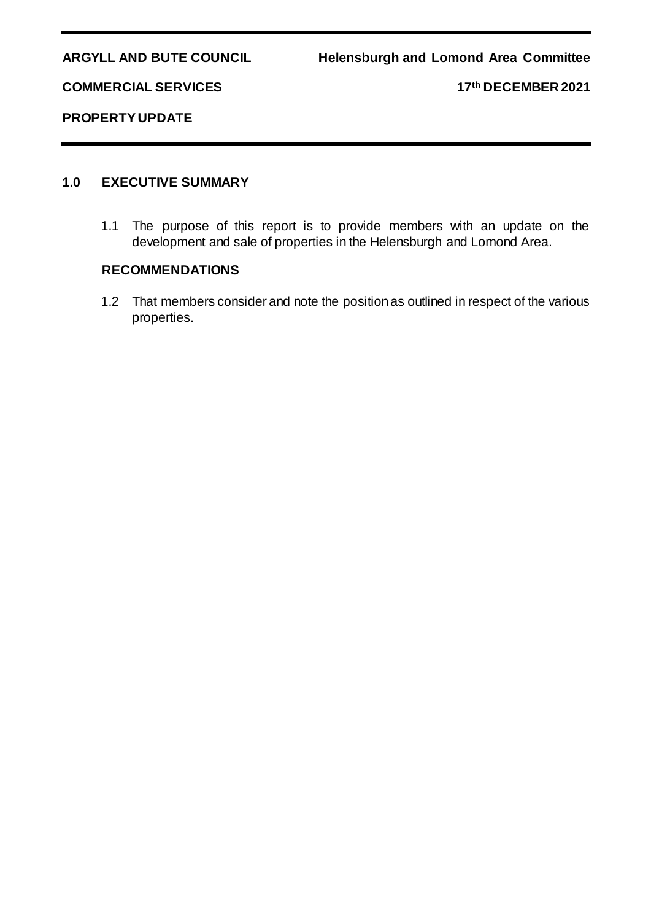**ARGYLL AND BUTE COUNCIL** **Helensburgh and Lomond Area Committee**

**COMMERCIAL SERVICES** **17th DECEMBER 2021**

**PROPERTY UPDATE**

---

## 1.0 EXECUTIVE SUMMARY

1.1 The purpose of this report is to provide members with an update on the development and sale of properties in the Helensburgh and Lomond Area.

### RECOMMENDATIONS

1.2 That members consider and note the position as outlined in respect of the various properties.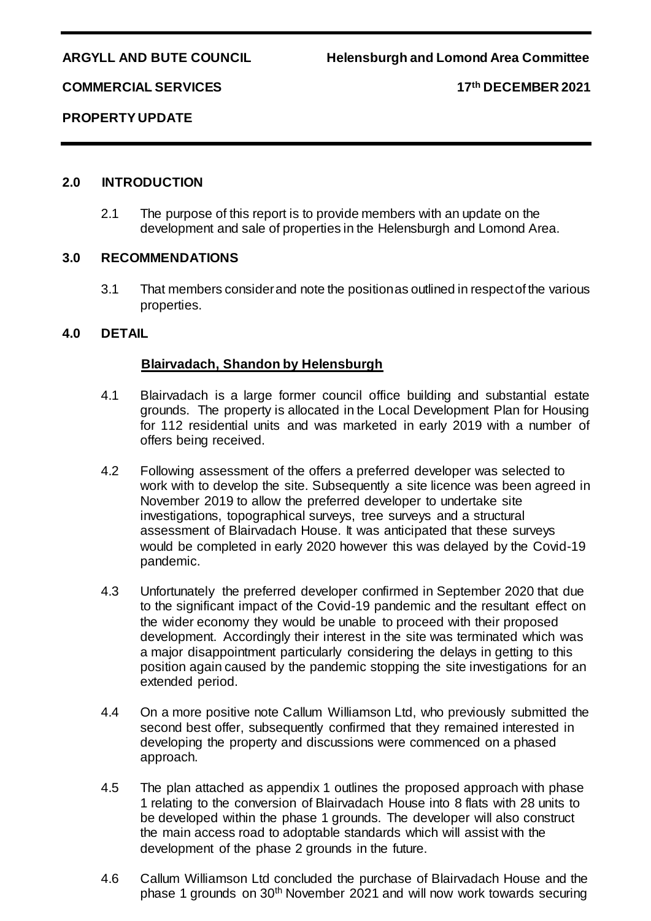**ARGYLL AND BUTE COUNCIL** **Helensburgh and Lomond Area Committee**

**COMMERCIAL SERVICES** **17th DECEMBER 2021**

**PROPERTY UPDATE**

---

## 2.0 INTRODUCTION

2.1 The purpose of this report is to provide members with an update on the development and sale of properties in the Helensburgh and Lomond Area.

## 3.0 RECOMMENDATIONS

3.1 That members consider and note the position as outlined in respect of the various properties.

## 4.0 DETAIL

**Blairvadach, Shandon by Helensburgh**

4.1 Blairvadach is a large former council office building and substantial estate grounds. The property is allocated in the Local Development Plan for Housing for 112 residential units and was marketed in early 2019 with a number of offers being received.

4.2 Following assessment of the offers a preferred developer was selected to work with to develop the site. Subsequently a site licence was been agreed in November 2019 to allow the preferred developer to undertake site investigations, topographical surveys, tree surveys and a structural assessment of Blairvadach House. It was anticipated that these surveys would be completed in early 2020 however this was delayed by the Covid-19 pandemic.

4.3 Unfortunately the preferred developer confirmed in September 2020 that due to the significant impact of the Covid-19 pandemic and the resultant effect on the wider economy they would be unable to proceed with their proposed development. Accordingly their interest in the site was terminated which was a major disappointment particularly considering the delays in getting to this position again caused by the pandemic stopping the site investigations for an extended period.

4.4 On a more positive note Callum Williamson Ltd, who previously submitted the second best offer, subsequently confirmed that they remained interested in developing the property and discussions were commenced on a phased approach.

4.5 The plan attached as appendix 1 outlines the proposed approach with phase 1 relating to the conversion of Blairvadach House into 8 flats with 28 units to be developed within the phase 1 grounds. The developer will also construct the main access road to adoptable standards which will assist with the development of the phase 2 grounds in the future.

4.6 Callum Williamson Ltd concluded the purchase of Blairvadach House and the phase 1 grounds on 30th November 2021 and will now work towards securing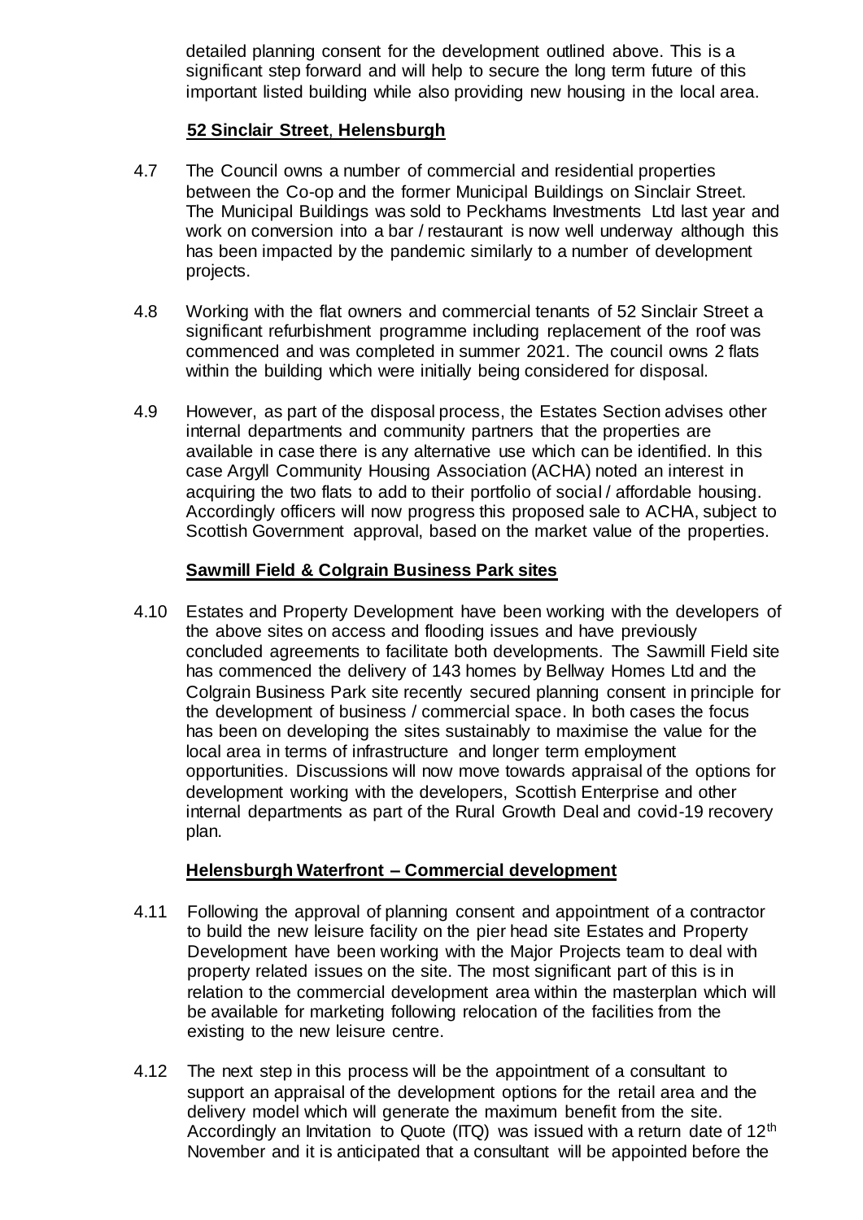detailed planning consent for the development outlined above. This is a significant step forward and will help to secure the long term future of this important listed building while also providing new housing in the local area.

**52 Sinclair Street, Helensburgh**

4.7 The Council owns a number of commercial and residential properties between the Co-op and the former Municipal Buildings on Sinclair Street. The Municipal Buildings was sold to Peckhams Investments Ltd last year and work on conversion into a bar / restaurant is now well underway although this has been impacted by the pandemic similarly to a number of development projects.

4.8 Working with the flat owners and commercial tenants of 52 Sinclair Street a significant refurbishment programme including replacement of the roof was commenced and was completed in summer 2021. The council owns 2 flats within the building which were initially being considered for disposal.

4.9 However, as part of the disposal process, the Estates Section advises other internal departments and community partners that the properties are available in case there is any alternative use which can be identified. In this case Argyll Community Housing Association (ACHA) noted an interest in acquiring the two flats to add to their portfolio of social / affordable housing. Accordingly officers will now progress this proposed sale to ACHA, subject to Scottish Government approval, based on the market value of the properties.

**Sawmill Field & Colgrain Business Park sites**

4.10 Estates and Property Development have been working with the developers of the above sites on access and flooding issues and have previously concluded agreements to facilitate both developments. The Sawmill Field site has commenced the delivery of 143 homes by Bellway Homes Ltd and the Colgrain Business Park site recently secured planning consent in principle for the development of business / commercial space. In both cases the focus has been on developing the sites sustainably to maximise the value for the local area in terms of infrastructure and longer term employment opportunities. Discussions will now move towards appraisal of the options for development working with the developers, Scottish Enterprise and other internal departments as part of the Rural Growth Deal and covid-19 recovery plan.

**Helensburgh Waterfront – Commercial development**

4.11 Following the approval of planning consent and appointment of a contractor to build the new leisure facility on the pier head site Estates and Property Development have been working with the Major Projects team to deal with property related issues on the site. The most significant part of this is in relation to the commercial development area within the masterplan which will be available for marketing following relocation of the facilities from the existing to the new leisure centre.

4.12 The next step in this process will be the appointment of a consultant to support an appraisal of the development options for the retail area and the delivery model which will generate the maximum benefit from the site. Accordingly an Invitation to Quote (ITQ) was issued with a return date of 12th November and it is anticipated that a consultant will be appointed before the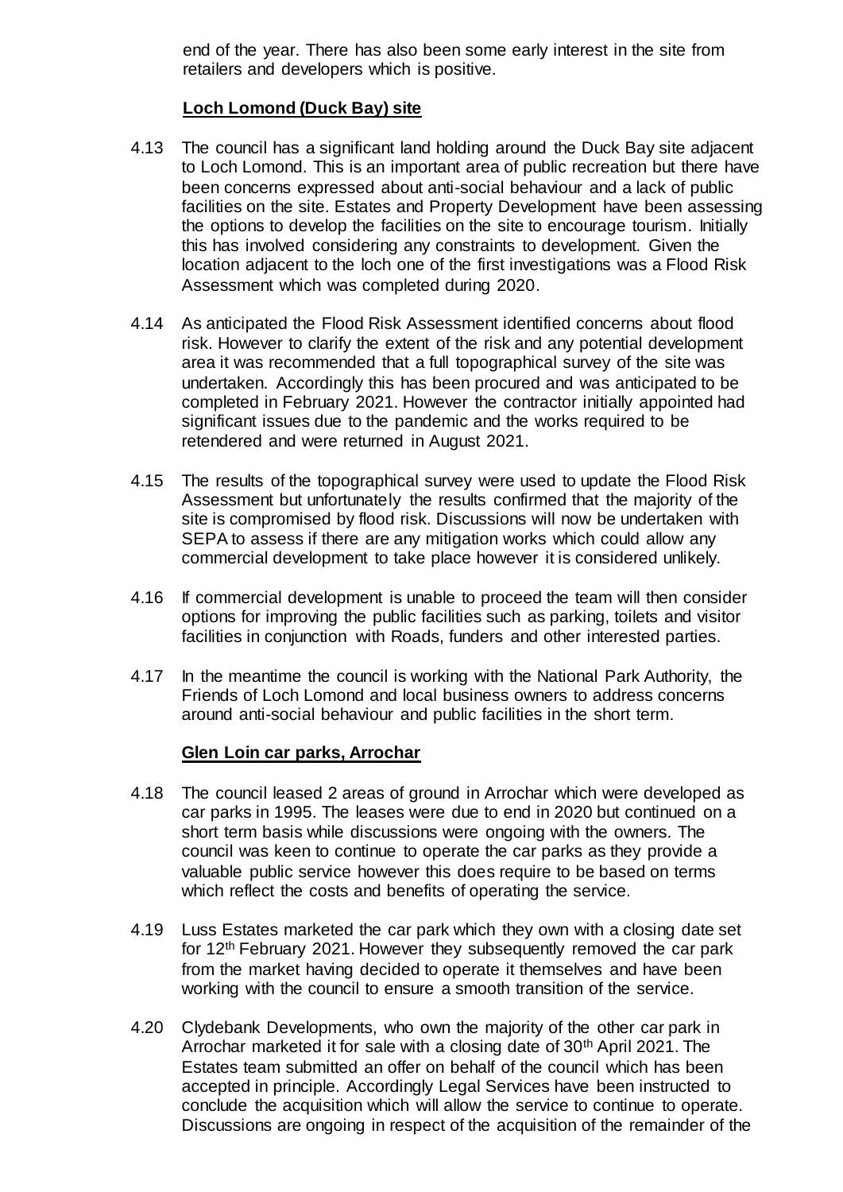end of the year. There has also been some early interest in the site from retailers and developers which is positive.

**Loch Lomond (Duck Bay) site**

4.13 The council has a significant land holding around the Duck Bay site adjacent to Loch Lomond. This is an important area of public recreation but there have been concerns expressed about anti-social behaviour and a lack of public facilities on the site. Estates and Property Development have been assessing the options to develop the facilities on the site to encourage tourism. Initially this has involved considering any constraints to development. Given the location adjacent to the loch one of the first investigations was a Flood Risk Assessment which was completed during 2020.

4.14 As anticipated the Flood Risk Assessment identified concerns about flood risk. However to clarify the extent of the risk and any potential development area it was recommended that a full topographical survey of the site was undertaken. Accordingly this has been procured and was anticipated to be completed in February 2021. However the contractor initially appointed had significant issues due to the pandemic and the works required to be retendered and were returned in August 2021.

4.15 The results of the topographical survey were used to update the Flood Risk Assessment but unfortunately the results confirmed that the majority of the site is compromised by flood risk. Discussions will now be undertaken with SEPA to assess if there are any mitigation works which could allow any commercial development to take place however it is considered unlikely.

4.16 If commercial development is unable to proceed the team will then consider options for improving the public facilities such as parking, toilets and visitor facilities in conjunction with Roads, funders and other interested parties.

4.17 In the meantime the council is working with the National Park Authority, the Friends of Loch Lomond and local business owners to address concerns around anti-social behaviour and public facilities in the short term.

**Glen Loin car parks, Arrochar**

4.18 The council leased 2 areas of ground in Arrochar which were developed as car parks in 1995. The leases were due to end in 2020 but continued on a short term basis while discussions were ongoing with the owners. The council was keen to continue to operate the car parks as they provide a valuable public service however this does require to be based on terms which reflect the costs and benefits of operating the service.

4.19 Luss Estates marketed the car park which they own with a closing date set for 12th February 2021. However they subsequently removed the car park from the market having decided to operate it themselves and have been working with the council to ensure a smooth transition of the service.

4.20 Clydebank Developments, who own the majority of the other car park in Arrochar marketed it for sale with a closing date of 30th April 2021. The Estates team submitted an offer on behalf of the council which has been accepted in principle. Accordingly Legal Services have been instructed to conclude the acquisition which will allow the service to continue to operate. Discussions are ongoing in respect of the acquisition of the remainder of the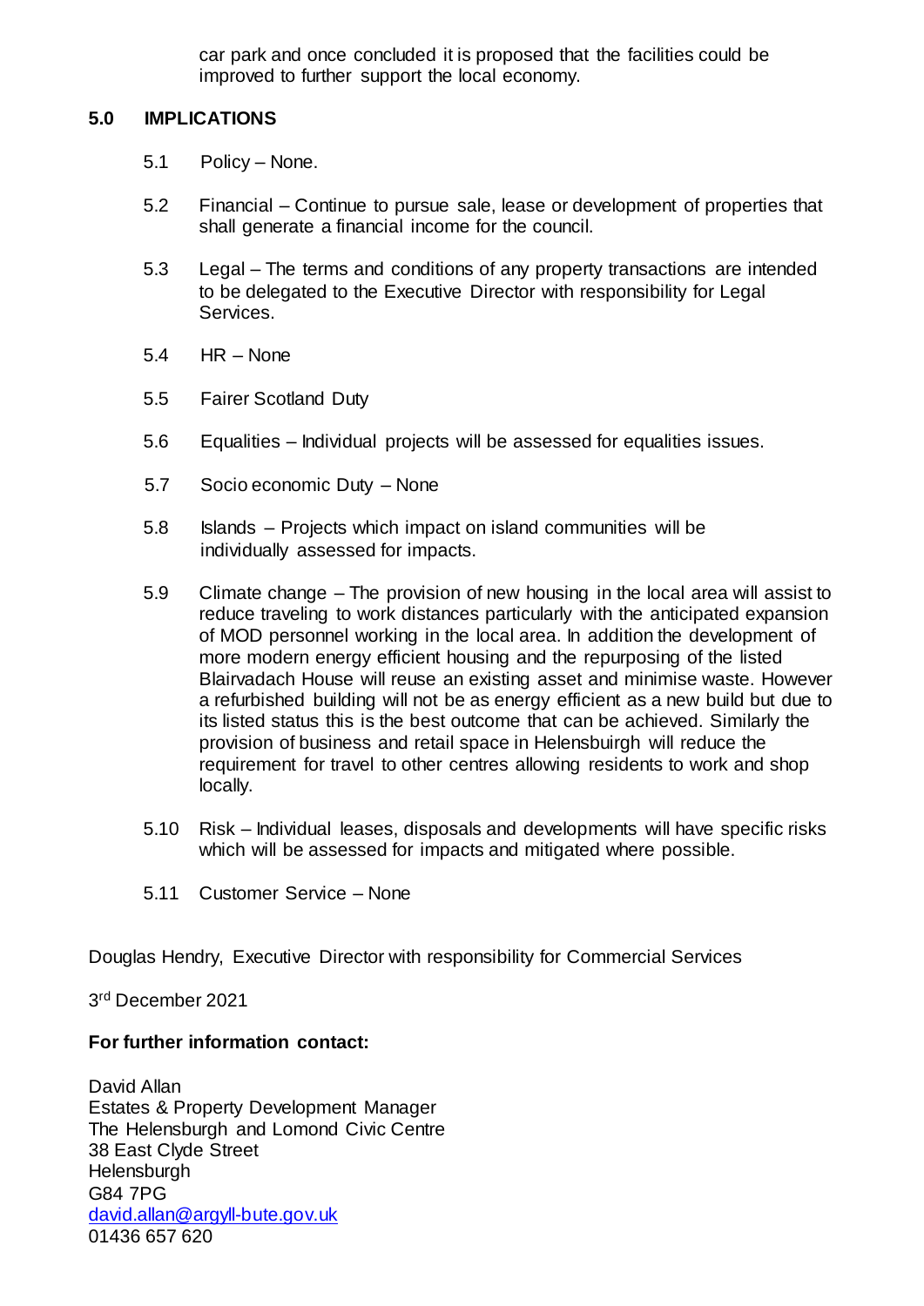car park and once concluded it is proposed that the facilities could be improved to further support the local economy.

## 5.0 IMPLICATIONS

5.1 Policy – None.

5.2 Financial – Continue to pursue sale, lease or development of properties that shall generate a financial income for the council.

5.3 Legal – The terms and conditions of any property transactions are intended to be delegated to the Executive Director with responsibility for Legal Services.

5.4 HR – None

5.5 Fairer Scotland Duty

5.6 Equalities – Individual projects will be assessed for equalities issues.

5.7 Socio economic Duty – None

5.8 Islands – Projects which impact on island communities will be individually assessed for impacts.

5.9 Climate change – The provision of new housing in the local area will assist to reduce traveling to work distances particularly with the anticipated expansion of MOD personnel working in the local area. In addition the development of more modern energy efficient housing and the repurposing of the listed Blairvadach House will reuse an existing asset and minimise waste. However a refurbished building will not be as energy efficient as a new build but due to its listed status this is the best outcome that can be achieved. Similarly the provision of business and retail space in Helensbuirgh will reduce the requirement for travel to other centres allowing residents to work and shop locally.

5.10 Risk – Individual leases, disposals and developments will have specific risks which will be assessed for impacts and mitigated where possible.

5.11 Customer Service – None

Douglas Hendry, Executive Director with responsibility for Commercial Services

3rd December 2021

**For further information contact:**

David Allan
Estates & Property Development Manager
The Helensburgh and Lomond Civic Centre
38 East Clyde Street
Helensburgh
G84 7PG
david.allan@argyll-bute.gov.uk
01436 657 620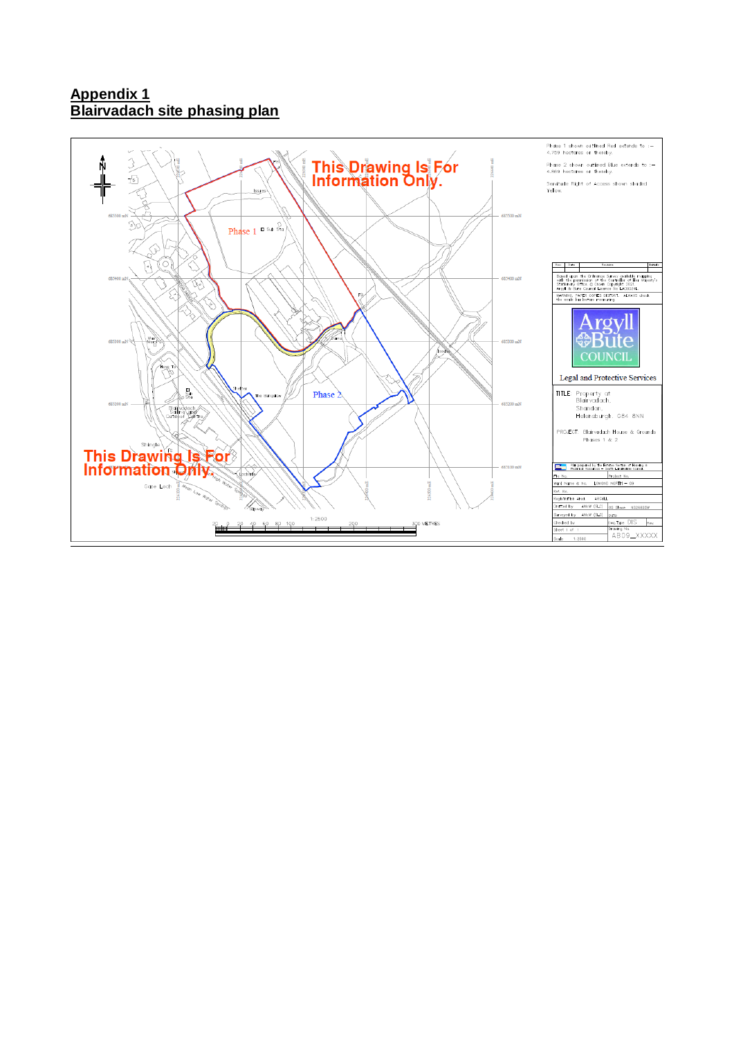## Appendix 1
## Blairvadach site phasing plan

This Drawing Is For Information Only.

Phase 1

Phase 2

This Drawing Is For Information Only.

Phase 1 shown outlined Red extends to :- 4.759 hectares or thereby.

Phase 2 shown outlined Blue extends to :- 4.869 hectares or thereby.

Servitude Right of Access shown shaded Yellow.

WARNING: PAPER COPIES DISTORT. ALWAYS check the scale bar before measuring.

Argyll & Bute COUNCIL

Legal and Protective Services

TITLE Property at Blairvadach, Shandon, Helensburgh. G84 8NN

PROJECT Blairvadach House & Grounds Phases 1 & 2

1:2500

Scale 1:2500

Drawing No. AB09_XXXXX